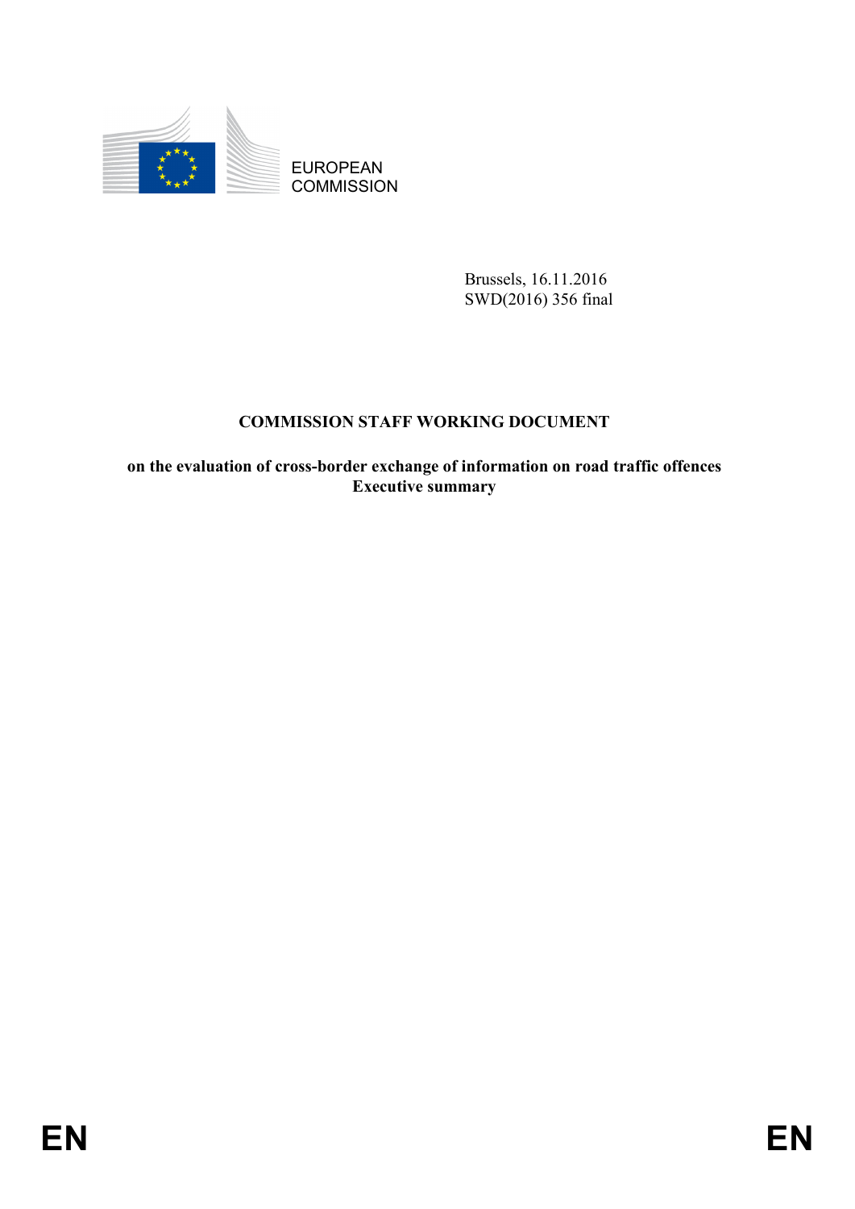EUROPEAN COMMISSION

Brussels, 16.11.2016
SWD(2016) 356 final

# COMMISSION STAFF WORKING DOCUMENT

## on the evaluation of cross-border exchange of information on road traffic offences
## Executive summary

EN EN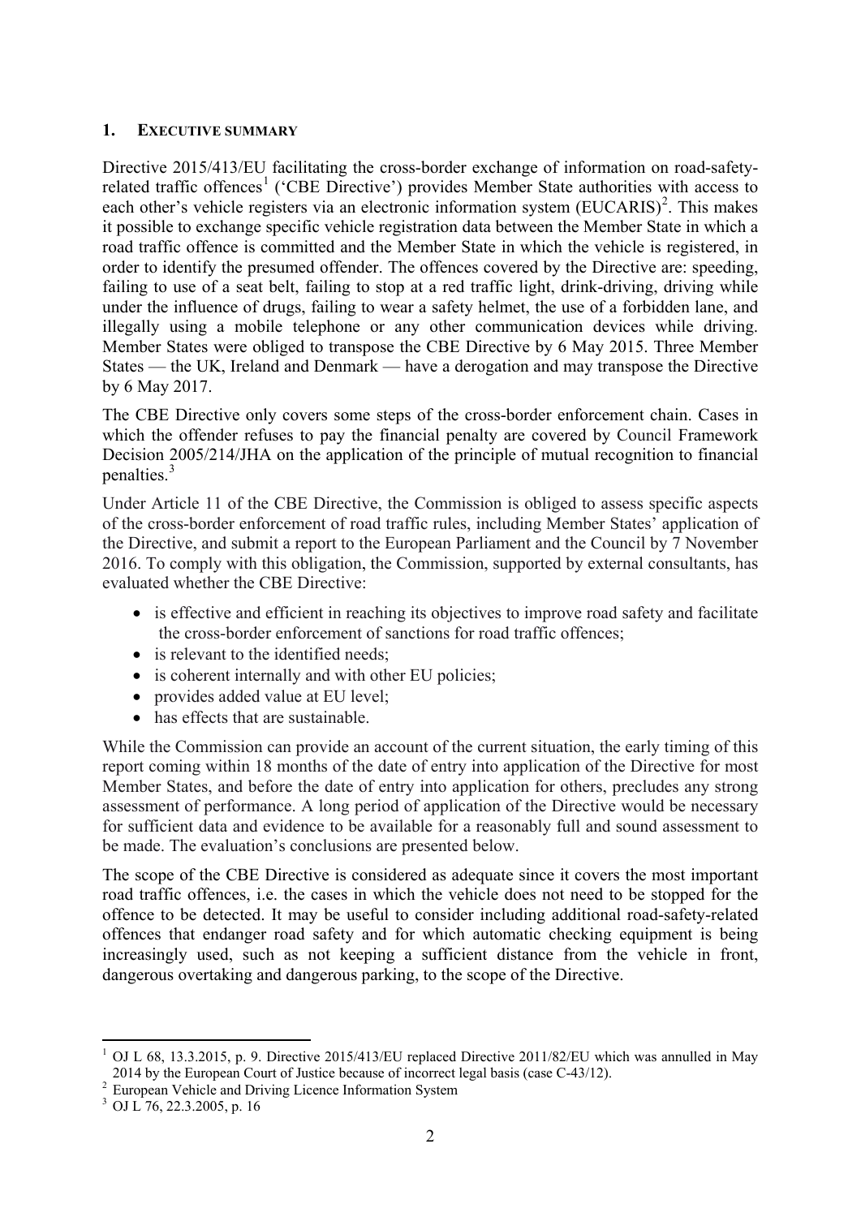## 1. EXECUTIVE SUMMARY

Directive 2015/413/EU facilitating the cross-border exchange of information on road-safety-related traffic offences[1] ('CBE Directive') provides Member State authorities with access to each other's vehicle registers via an electronic information system (EUCARIS)[2]. This makes it possible to exchange specific vehicle registration data between the Member State in which a road traffic offence is committed and the Member State in which the vehicle is registered, in order to identify the presumed offender. The offences covered by the Directive are: speeding, failing to use of a seat belt, failing to stop at a red traffic light, drink-driving, driving while under the influence of drugs, failing to wear a safety helmet, the use of a forbidden lane, and illegally using a mobile telephone or any other communication devices while driving. Member States were obliged to transpose the CBE Directive by 6 May 2015. Three Member States — the UK, Ireland and Denmark — have a derogation and may transpose the Directive by 6 May 2017.

The CBE Directive only covers some steps of the cross-border enforcement chain. Cases in which the offender refuses to pay the financial penalty are covered by Council Framework Decision 2005/214/JHA on the application of the principle of mutual recognition to financial penalties.[3]

Under Article 11 of the CBE Directive, the Commission is obliged to assess specific aspects of the cross-border enforcement of road traffic rules, including Member States' application of the Directive, and submit a report to the European Parliament and the Council by 7 November 2016. To comply with this obligation, the Commission, supported by external consultants, has evaluated whether the CBE Directive:

- is effective and efficient in reaching its objectives to improve road safety and facilitate the cross-border enforcement of sanctions for road traffic offences;
- is relevant to the identified needs;
- is coherent internally and with other EU policies;
- provides added value at EU level;
- has effects that are sustainable.

While the Commission can provide an account of the current situation, the early timing of this report coming within 18 months of the date of entry into application of the Directive for most Member States, and before the date of entry into application for others, precludes any strong assessment of performance. A long period of application of the Directive would be necessary for sufficient data and evidence to be available for a reasonably full and sound assessment to be made. The evaluation's conclusions are presented below.

The scope of the CBE Directive is considered as adequate since it covers the most important road traffic offences, i.e. the cases in which the vehicle does not need to be stopped for the offence to be detected. It may be useful to consider including additional road-safety-related offences that endanger road safety and for which automatic checking equipment is being increasingly used, such as not keeping a sufficient distance from the vehicle in front, dangerous overtaking and dangerous parking, to the scope of the Directive.

---

[1] OJ L 68, 13.3.2015, p. 9. Directive 2015/413/EU replaced Directive 2011/82/EU which was annulled in May 2014 by the European Court of Justice because of incorrect legal basis (case C-43/12).

[2] European Vehicle and Driving Licence Information System

[3] OJ L 76, 22.3.2005, p. 16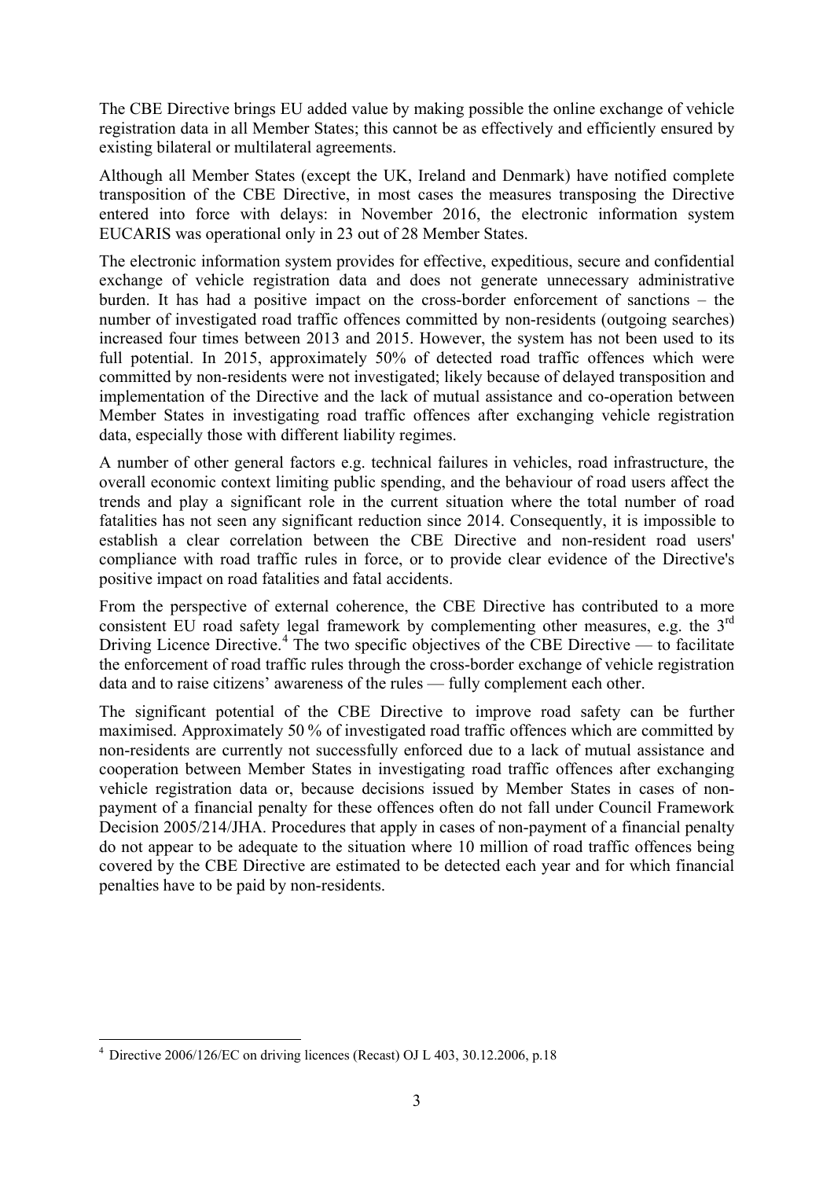The CBE Directive brings EU added value by making possible the online exchange of vehicle registration data in all Member States; this cannot be as effectively and efficiently ensured by existing bilateral or multilateral agreements.

Although all Member States (except the UK, Ireland and Denmark) have notified complete transposition of the CBE Directive, in most cases the measures transposing the Directive entered into force with delays: in November 2016, the electronic information system EUCARIS was operational only in 23 out of 28 Member States.

The electronic information system provides for effective, expeditious, secure and confidential exchange of vehicle registration data and does not generate unnecessary administrative burden. It has had a positive impact on the cross-border enforcement of sanctions – the number of investigated road traffic offences committed by non-residents (outgoing searches) increased four times between 2013 and 2015. However, the system has not been used to its full potential. In 2015, approximately 50% of detected road traffic offences which were committed by non-residents were not investigated; likely because of delayed transposition and implementation of the Directive and the lack of mutual assistance and co-operation between Member States in investigating road traffic offences after exchanging vehicle registration data, especially those with different liability regimes.

A number of other general factors e.g. technical failures in vehicles, road infrastructure, the overall economic context limiting public spending, and the behaviour of road users affect the trends and play a significant role in the current situation where the total number of road fatalities has not seen any significant reduction since 2014. Consequently, it is impossible to establish a clear correlation between the CBE Directive and non-resident road users' compliance with road traffic rules in force, or to provide clear evidence of the Directive's positive impact on road fatalities and fatal accidents.

From the perspective of external coherence, the CBE Directive has contributed to a more consistent EU road safety legal framework by complementing other measures, e.g. the 3rd Driving Licence Directive.[4] The two specific objectives of the CBE Directive — to facilitate the enforcement of road traffic rules through the cross-border exchange of vehicle registration data and to raise citizens' awareness of the rules — fully complement each other.

The significant potential of the CBE Directive to improve road safety can be further maximised. Approximately 50 % of investigated road traffic offences which are committed by non-residents are currently not successfully enforced due to a lack of mutual assistance and cooperation between Member States in investigating road traffic offences after exchanging vehicle registration data or, because decisions issued by Member States in cases of non-payment of a financial penalty for these offences often do not fall under Council Framework Decision 2005/214/JHA. Procedures that apply in cases of non-payment of a financial penalty do not appear to be adequate to the situation where 10 million of road traffic offences being covered by the CBE Directive are estimated to be detected each year and for which financial penalties have to be paid by non-residents.

---

[4] Directive 2006/126/EC on driving licences (Recast) OJ L 403, 30.12.2006, p.18